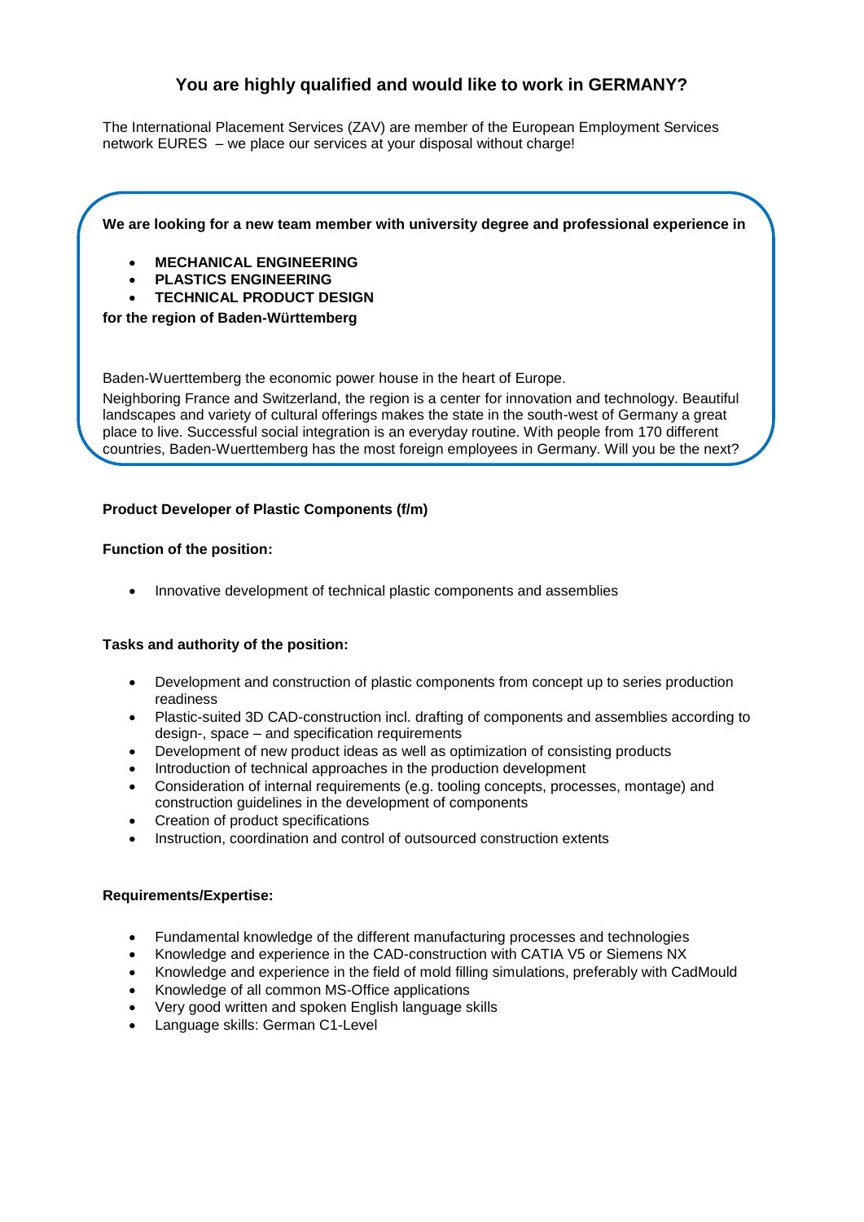# You are highly qualified and would like to work in GERMANY?

The International Placement Services (ZAV) are member of the European Employment Services network EURES – we place our services at your disposal without charge!

**We are looking for a new team member with university degree and professional experience in**

- **MECHANICAL ENGINEERING**
- **PLASTICS ENGINEERING**
- **TECHNICAL PRODUCT DESIGN**

**for the region of Baden-Württemberg**

Baden-Wuerttemberg the economic power house in the heart of Europe.

Neighboring France and Switzerland, the region is a center for innovation and technology. Beautiful landscapes and variety of cultural offerings makes the state in the south-west of Germany a great place to live. Successful social integration is an everyday routine. With people from 170 different countries, Baden-Wuerttemberg has the most foreign employees in Germany. Will you be the next?

**Product Developer of Plastic Components (f/m)**

**Function of the position:**

- Innovative development of technical plastic components and assemblies

**Tasks and authority of the position:**

- Development and construction of plastic components from concept up to series production readiness
- Plastic-suited 3D CAD-construction incl. drafting of components and assemblies according to design-, space – and specification requirements
- Development of new product ideas as well as optimization of consisting products
- Introduction of technical approaches in the production development
- Consideration of internal requirements (e.g. tooling concepts, processes, montage) and construction guidelines in the development of components
- Creation of product specifications
- Instruction, coordination and control of outsourced construction extents

**Requirements/Expertise:**

- Fundamental knowledge of the different manufacturing processes and technologies
- Knowledge and experience in the CAD-construction with CATIA V5 or Siemens NX
- Knowledge and experience in the field of mold filling simulations, preferably with CadMould
- Knowledge of all common MS-Office applications
- Very good written and spoken English language skills
- Language skills: German C1-Level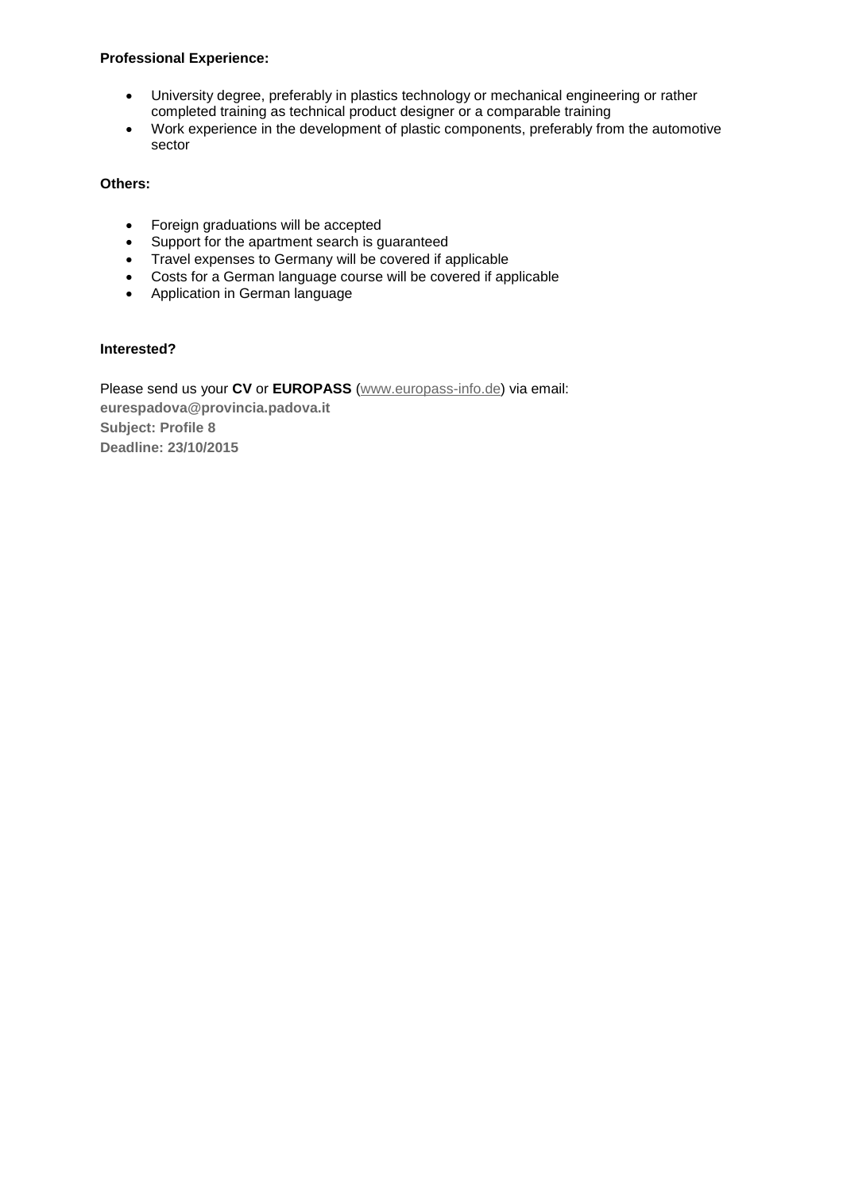**Professional Experience:**

- University degree, preferably in plastics technology or mechanical engineering or rather completed training as technical product designer or a comparable training
- Work experience in the development of plastic components, preferably from the automotive sector

**Others:**

- Foreign graduations will be accepted
- Support for the apartment search is guaranteed
- Travel expenses to Germany will be covered if applicable
- Costs for a German language course will be covered if applicable
- Application in German language

**Interested?**

Please send us your **CV** or **EUROPASS** (www.europass-info.de) via email:
**eurespadova@provincia.padova.it**
**Subject: Profile 8**
**Deadline: 23/10/2015**